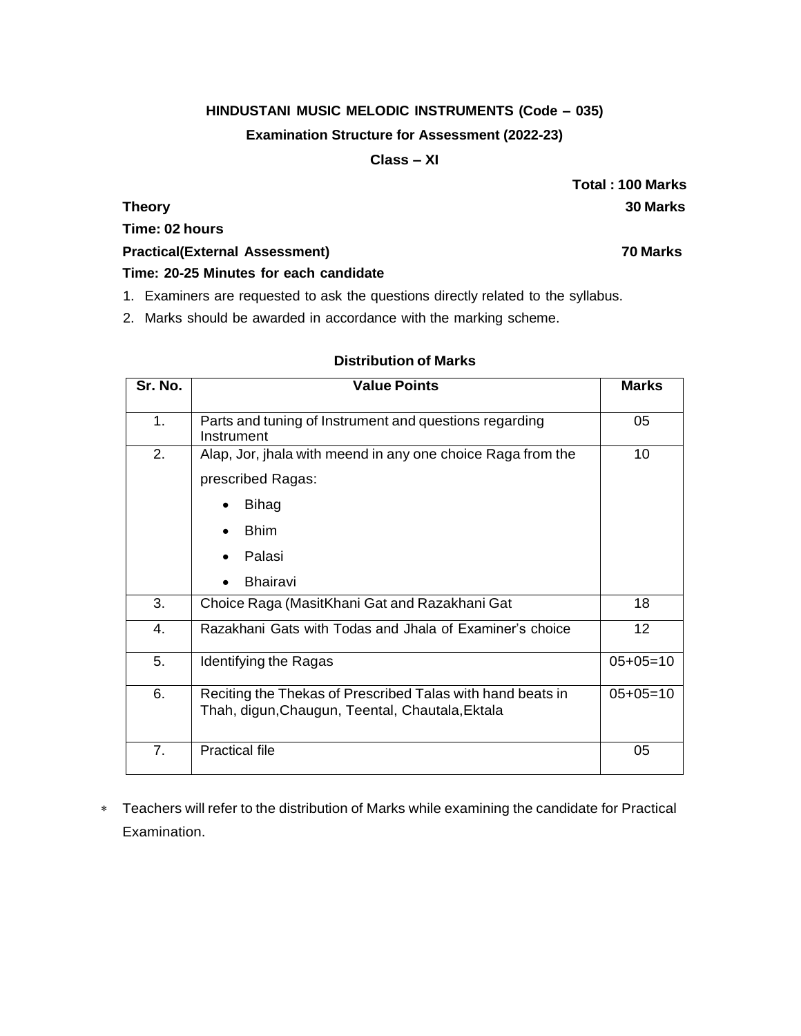**HINDUSTANI MUSIC MELODIC INSTRUMENTS (Code – 035)**

**Examination Structure for Assessment (2022-23)**

**Class – XI**

**Total : 100 Marks**

**Theory** **30 Marks**

**Time: 02 hours**

**Practical(External Assessment)** **70 Marks**

**Time: 20-25 Minutes for each candidate**

1. Examiners are requested to ask the questions directly related to the syllabus.
2. Marks should be awarded in accordance with the marking scheme.

**Distribution of Marks**

| Sr. No. | Value Points | Marks |
|---|---|---|
| 1. | Parts and tuning of Instrument and questions regarding Instrument | 05 |
| 2. | Alap, Jor, jhala with meend in any one choice Raga from the prescribed Ragas:<br>• Bihag<br>• Bhim<br>• Palasi<br>• Bhairavi | 10 |
| 3. | Choice Raga (MasitKhani Gat and Razakhani Gat | 18 |
| 4. | Razakhani Gats with Todas and Jhala of Examiner's choice | 12 |
| 5. | Identifying the Ragas | 05+05=10 |
| 6. | Reciting the Thekas of Prescribed Talas with hand beats in Thah, digun,Chaugun, Teental, Chautala,Ektala | 05+05=10 |
| 7. | Practical file | 05 |

* Teachers will refer to the distribution of Marks while examining the candidate for Practical Examination.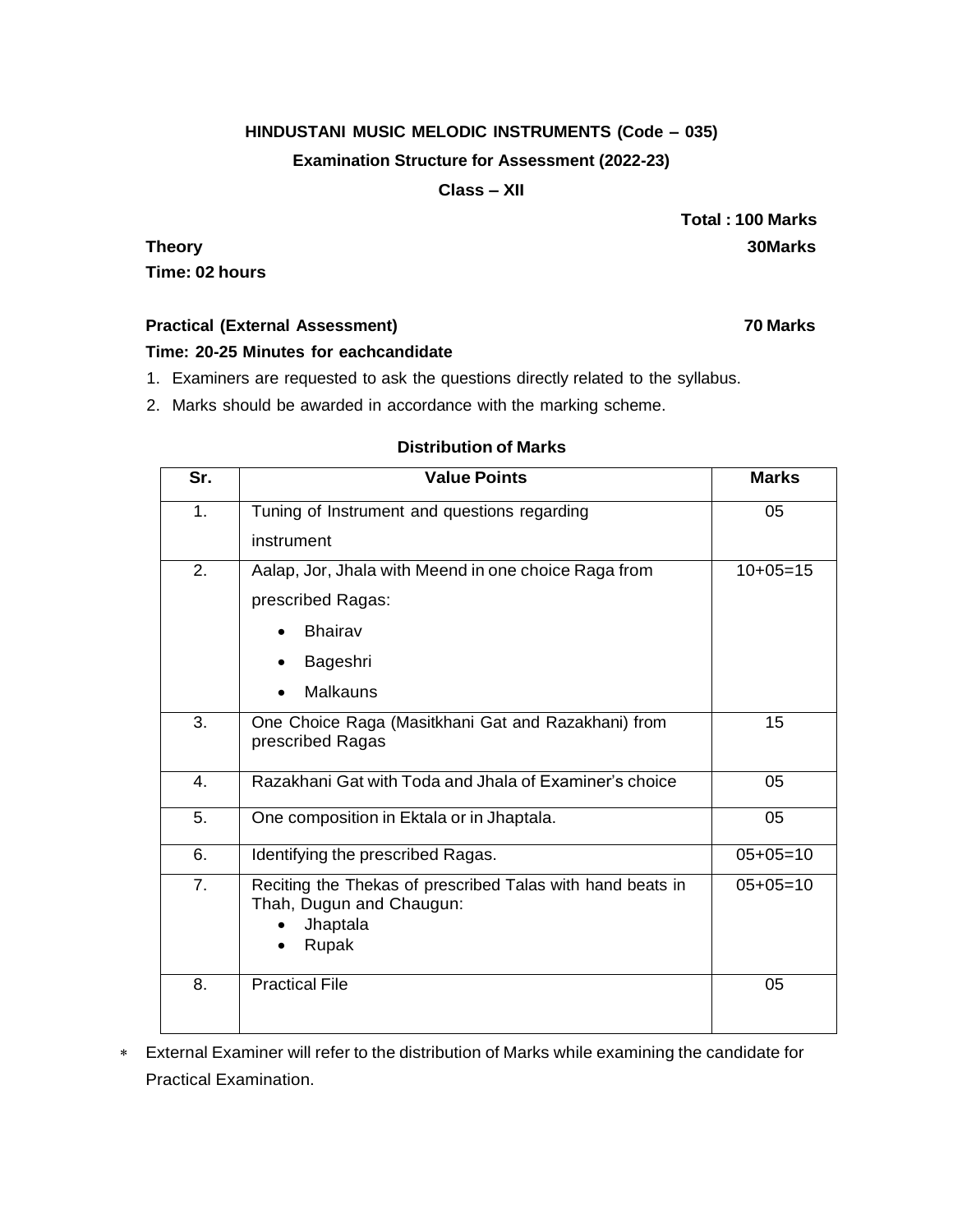**HINDUSTANI MUSIC MELODIC INSTRUMENTS (Code – 035)**

**Examination Structure for Assessment (2022-23)**

**Class – XII**

**Total : 100 Marks**

**Theory** **30Marks**

**Time: 02 hours**

**Practical (External Assessment)** **70 Marks**

**Time: 20-25 Minutes for eachcandidate**

1. Examiners are requested to ask the questions directly related to the syllabus.
2. Marks should be awarded in accordance with the marking scheme.

**Distribution of Marks**

| Sr. | Value Points | Marks |
|---|---|---|
| 1. | Tuning of Instrument and questions regarding instrument | 05 |
| 2. | Aalap, Jor, Jhala with Meend in one choice Raga from prescribed Ragas:<br>• Bhairav<br>• Bageshri<br>• Malkauns | 10+05=15 |
| 3. | One Choice Raga (Masitkhani Gat and Razakhani) from prescribed Ragas | 15 |
| 4. | Razakhani Gat with Toda and Jhala of Examiner's choice | 05 |
| 5. | One composition in Ektala or in Jhaptala. | 05 |
| 6. | Identifying the prescribed Ragas. | 05+05=10 |
| 7. | Reciting the Thekas of prescribed Talas with hand beats in Thah, Dugun and Chaugun:<br>• Jhaptala<br>• Rupak | 05+05=10 |
| 8. | Practical File | 05 |

* External Examiner will refer to the distribution of Marks while examining the candidate for Practical Examination.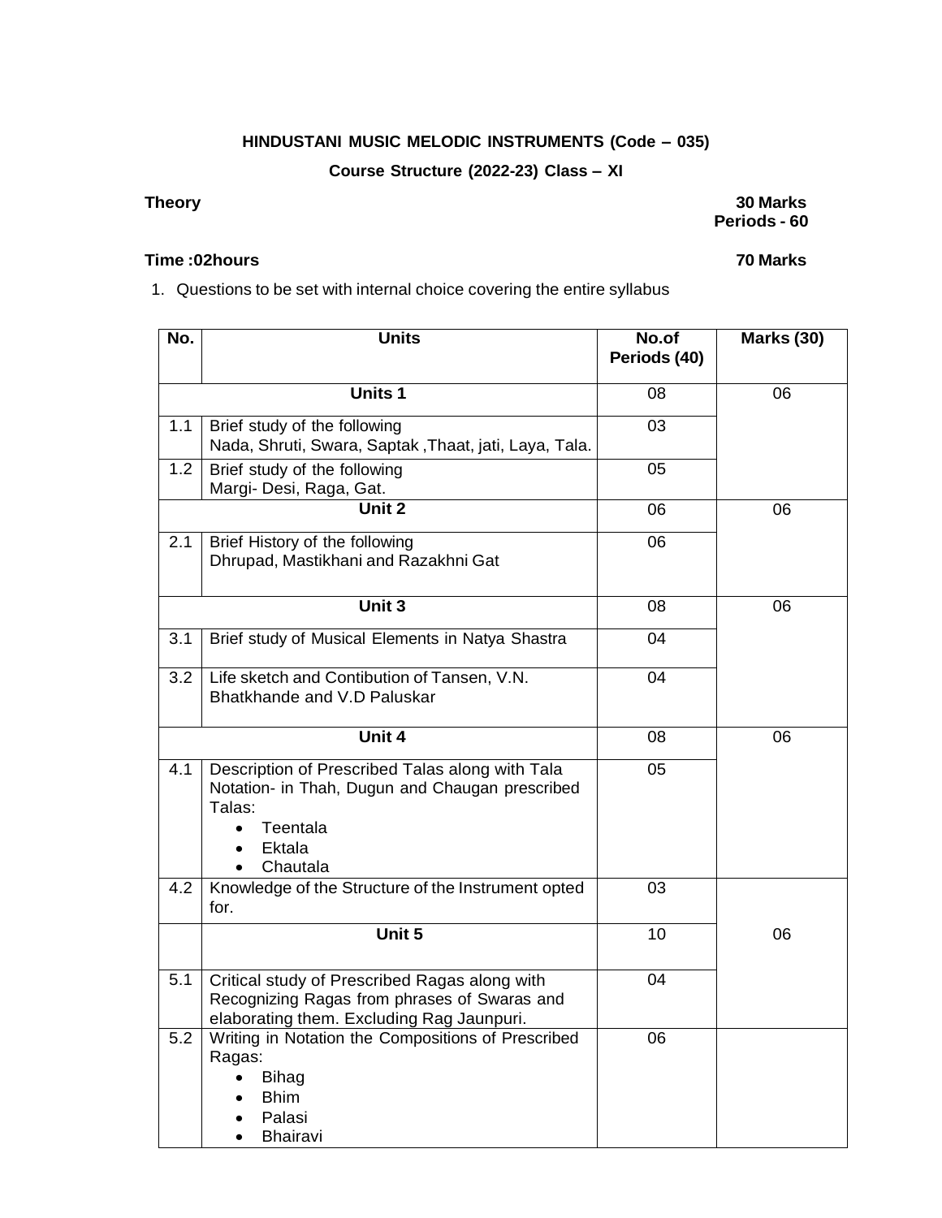**HINDUSTANI MUSIC MELODIC INSTRUMENTS (Code – 035)**

**Course Structure (2022-23) Class – XI**

**Theory** **30 Marks**
**Periods - 60**

**Time :02hours** **70 Marks**

1. Questions to be set with internal choice covering the entire syllabus

| No. | Units | No.of Periods (40) | Marks (30) |
|---|---|---|---|
| | **Units 1** | 08 | 06 |
| 1.1 | Brief study of the following<br>Nada, Shruti, Swara, Saptak ,Thaat, jati, Laya, Tala. | 03 | |
| 1.2 | Brief study of the following<br>Margi- Desi, Raga, Gat. | 05 | |
| | **Unit 2** | 06 | 06 |
| 2.1 | Brief History of the following<br>Dhrupad, Mastikhani and Razakhni Gat | 06 | |
| | **Unit 3** | 08 | 06 |
| 3.1 | Brief study of Musical Elements in Natya Shastra | 04 | |
| 3.2 | Life sketch and Contibution of Tansen, V.N. Bhatkhande and V.D Paluskar | 04 | |
| | **Unit 4** | 08 | 06 |
| 4.1 | Description of Prescribed Talas along with Tala Notation- in Thah, Dugun and Chaugan prescribed Talas:<br>• Teentala<br>• Ektala<br>• Chautala | 05 | |
| 4.2 | Knowledge of the Structure of the Instrument opted for. | 03 | |
| | **Unit 5** | 10 | 06 |
| 5.1 | Critical study of Prescribed Ragas along with Recognizing Ragas from phrases of Swaras and elaborating them. Excluding Rag Jaunpuri. | 04 | |
| 5.2 | Writing in Notation the Compositions of Prescribed Ragas:<br>• Bihag<br>• Bhim<br>• Palasi<br>• Bhairavi | 06 | |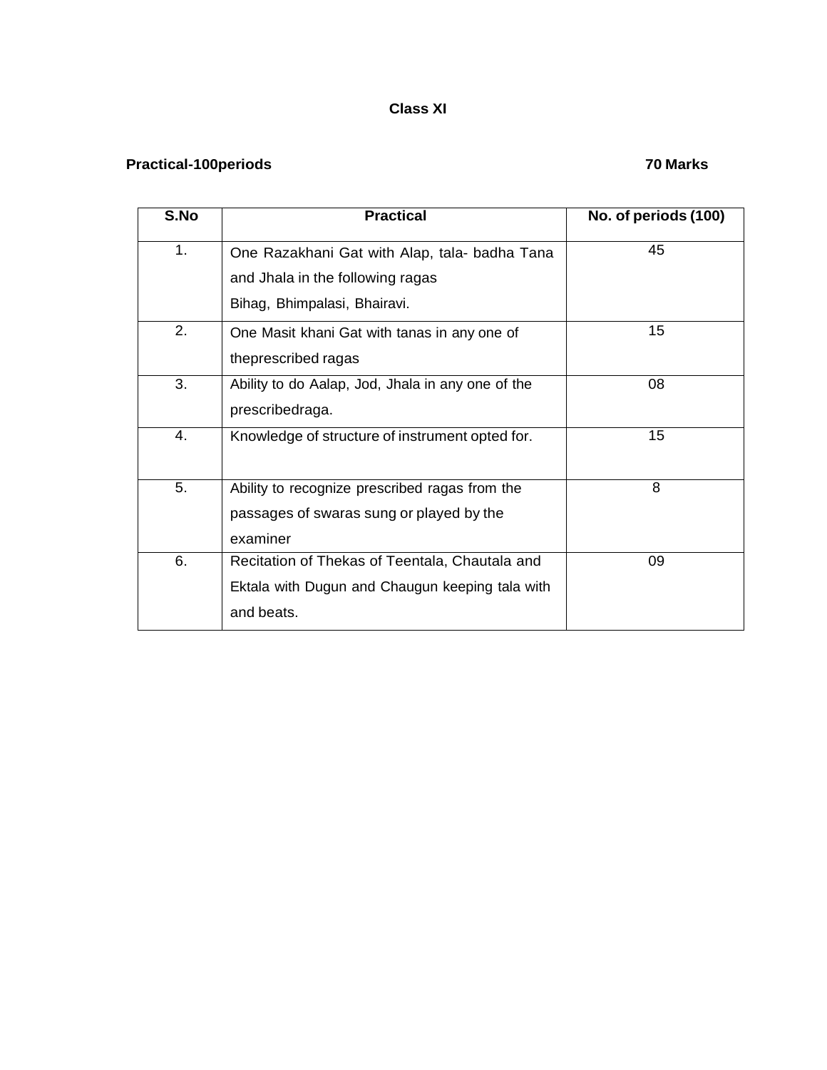## Class XI

**Practical-100periods** **70 Marks**

| S.No | Practical | No. of periods (100) |
|---|---|---|
| 1. | One Razakhani Gat with Alap, tala- badha Tana and Jhala in the following ragas Bihag, Bhimpalasi, Bhairavi. | 45 |
| 2. | One Masit khani Gat with tanas in any one of theprescribed ragas | 15 |
| 3. | Ability to do Aalap, Jod, Jhala in any one of the prescribedraga. | 08 |
| 4. | Knowledge of structure of instrument opted for. | 15 |
| 5. | Ability to recognize prescribed ragas from the passages of swaras sung or played by the examiner | 8 |
| 6. | Recitation of Thekas of Teentala, Chautala and Ektala with Dugun and Chaugun keeping tala with and beats. | 09 |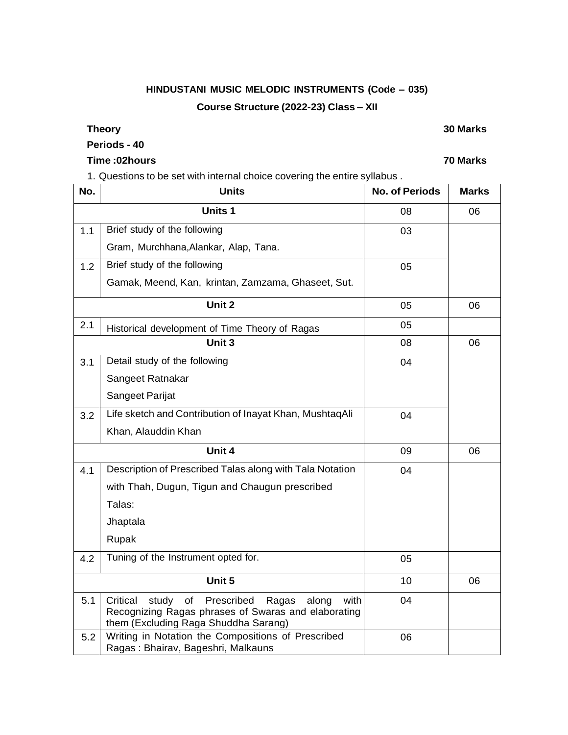**HINDUSTANI MUSIC MELODIC INSTRUMENTS (Code – 035)**

**Course Structure (2022-23) Class – XII**

**Theory** **30 Marks**

**Periods - 40**

**Time :02hours** **70 Marks**

1. Questions to be set with internal choice covering the entire syllabus .

| No. | Units | No. of Periods | Marks |
|---|---|---|---|
| | **Units 1** | 08 | 06 |
| 1.1 | Brief study of the following<br>Gram, Murchhana,Alankar, Alap, Tana. | 03 | |
| 1.2 | Brief study of the following<br>Gamak, Meend, Kan, krintan, Zamzama, Ghaseet, Sut. | 05 | |
| | **Unit 2** | 05 | 06 |
| 2.1 | Historical development of Time Theory of Ragas | 05 | |
| | **Unit 3** | 08 | 06 |
| 3.1 | Detail study of the following<br>Sangeet Ratnakar<br>Sangeet Parijat | 04 | |
| 3.2 | Life sketch and Contribution of Inayat Khan, MushtaqAli Khan, Alauddin Khan | 04 | |
| | **Unit 4** | 09 | 06 |
| 4.1 | Description of Prescribed Talas along with Tala Notation with Thah, Dugun, Tigun and Chaugun prescribed Talas:<br>Jhaptala<br>Rupak | 04 | |
| 4.2 | Tuning of the Instrument opted for. | 05 | |
| | **Unit 5** | 10 | 06 |
| 5.1 | Critical study of Prescribed Ragas along with Recognizing Ragas phrases of Swaras and elaborating them (Excluding Raga Shuddha Sarang) | 04 | |
| 5.2 | Writing in Notation the Compositions of Prescribed Ragas : Bhairav, Bageshri, Malkauns | 06 | |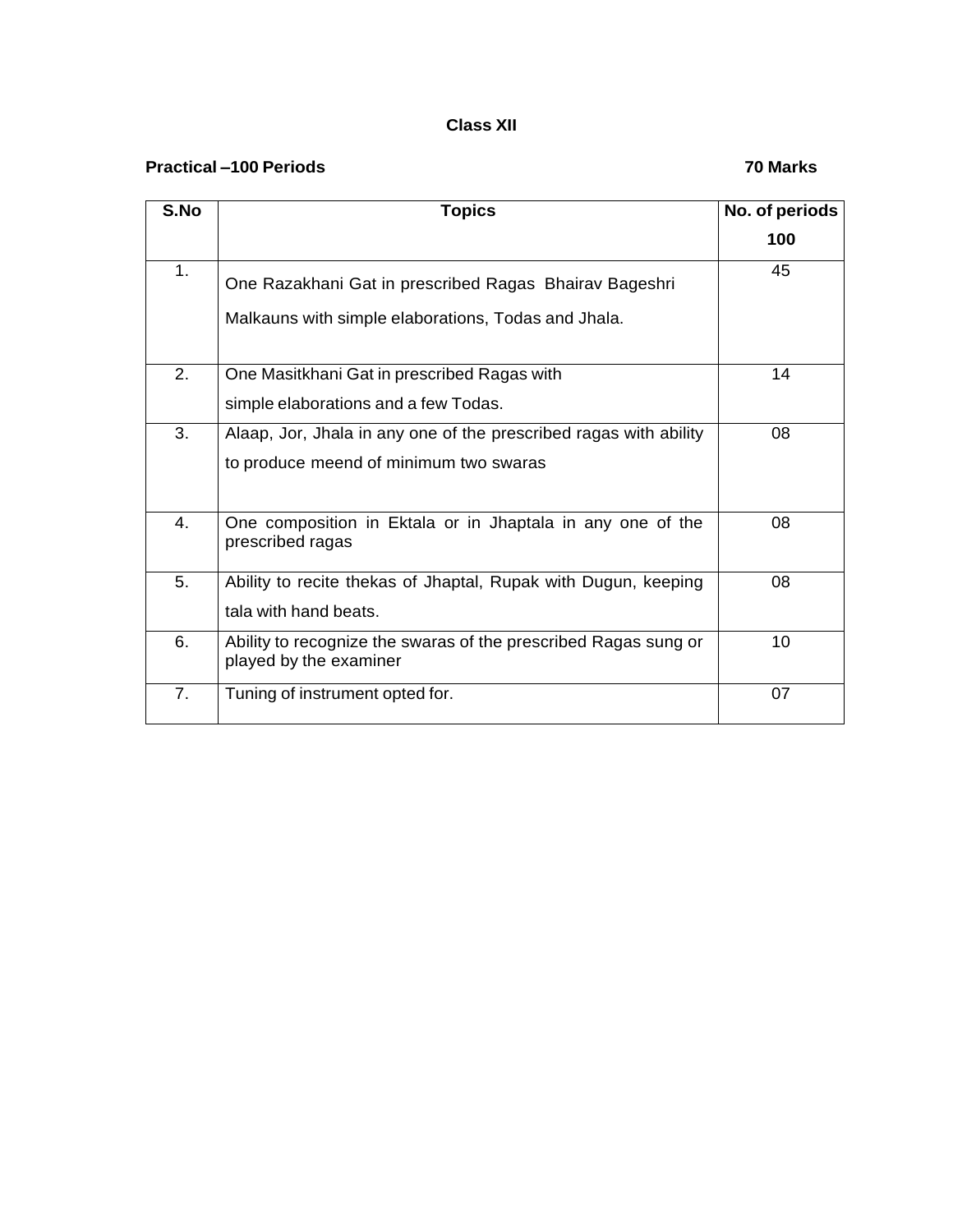## Class XII

**Practical –100 Periods** **70 Marks**

| S.No | Topics | No. of periods 100 |
|---|---|---|
| 1. | One Razakhani Gat in prescribed Ragas Bhairav Bageshri Malkauns with simple elaborations, Todas and Jhala. | 45 |
| 2. | One Masitkhani Gat in prescribed Ragas with simple elaborations and a few Todas. | 14 |
| 3. | Alaap, Jor, Jhala in any one of the prescribed ragas with ability to produce meend of minimum two swaras | 08 |
| 4. | One composition in Ektala or in Jhaptala in any one of the prescribed ragas | 08 |
| 5. | Ability to recite thekas of Jhaptal, Rupak with Dugun, keeping tala with hand beats. | 08 |
| 6. | Ability to recognize the swaras of the prescribed Ragas sung or played by the examiner | 10 |
| 7. | Tuning of instrument opted for. | 07 |